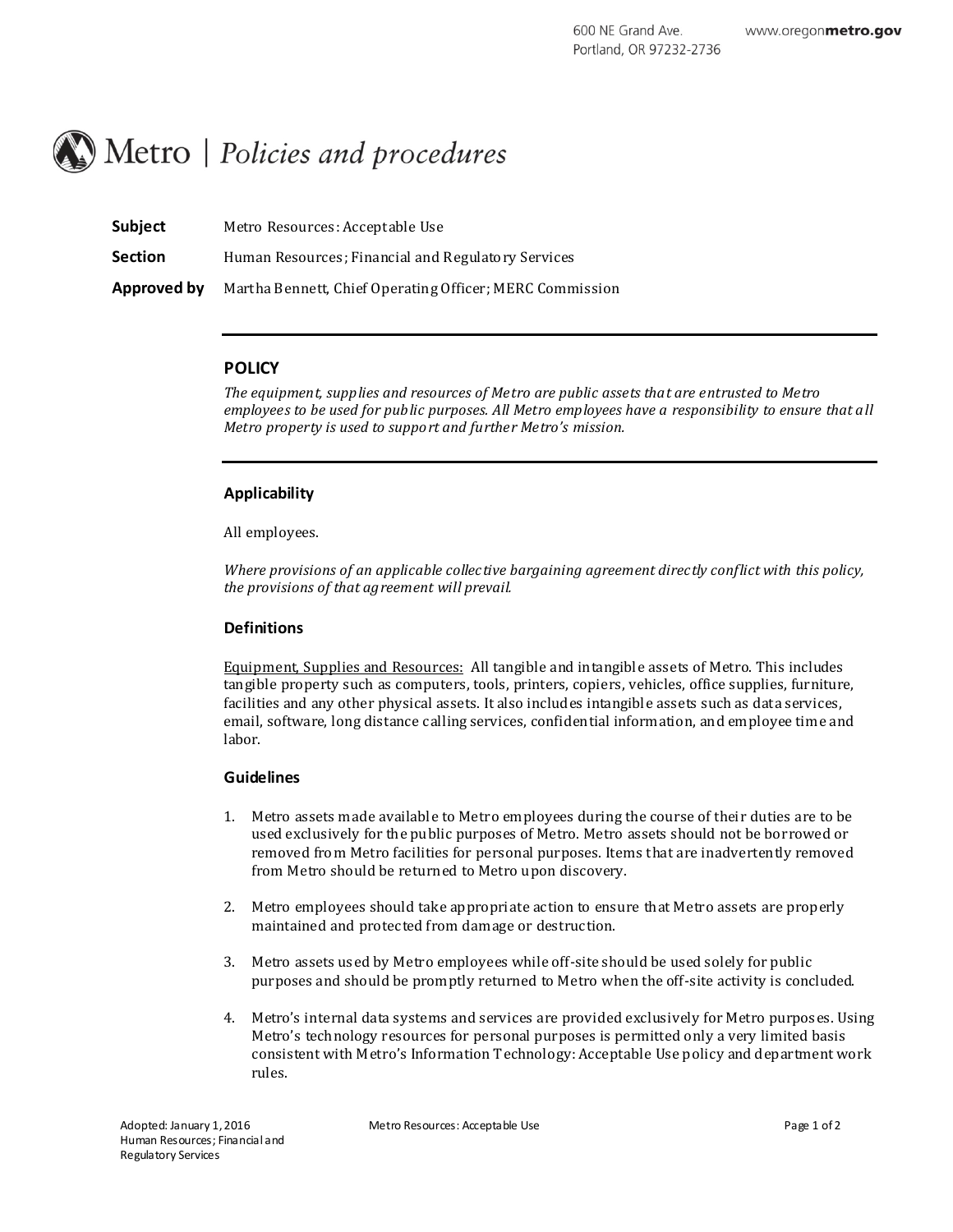600 NE Grand Ave.
Portland, OR 97232-2736

www.oregonmetro.gov

# Metro | *Policies and procedures*

**Subject** Metro Resources: Acceptable Use

**Section** Human Resources; Financial and Regulatory Services

**Approved by** Martha Bennett, Chief Operating Officer; MERC Commission

---

## POLICY

*The equipment, supplies and resources of Metro are public assets that are entrusted to Metro employees to be used for public purposes. All Metro employees have a responsibility to ensure that all Metro property is used to support and further Metro's mission.*

---

### Applicability

All employees.

*Where provisions of an applicable collective bargaining agreement directly conflict with this policy, the provisions of that agreement will prevail.*

### Definitions

Equipment, Supplies and Resources: All tangible and intangible assets of Metro. This includes tangible property such as computers, tools, printers, copiers, vehicles, office supplies, furniture, facilities and any other physical assets. It also includes intangible assets such as data services, email, software, long distance calling services, confidential information, and employee time and labor.

### Guidelines

1. Metro assets made available to Metro employees during the course of their duties are to be used exclusively for the public purposes of Metro. Metro assets should not be borrowed or removed from Metro facilities for personal purposes. Items that are inadvertently removed from Metro should be returned to Metro upon discovery.

2. Metro employees should take appropriate action to ensure that Metro assets are properly maintained and protected from damage or destruction.

3. Metro assets used by Metro employees while off-site should be used solely for public purposes and should be promptly returned to Metro when the off-site activity is concluded.

4. Metro's internal data systems and services are provided exclusively for Metro purposes. Using Metro's technology resources for personal purposes is permitted only a very limited basis consistent with Metro's Information Technology: Acceptable Use policy and department work rules.

Adopted: January 1, 2016
Human Resources; Financial and Regulatory Services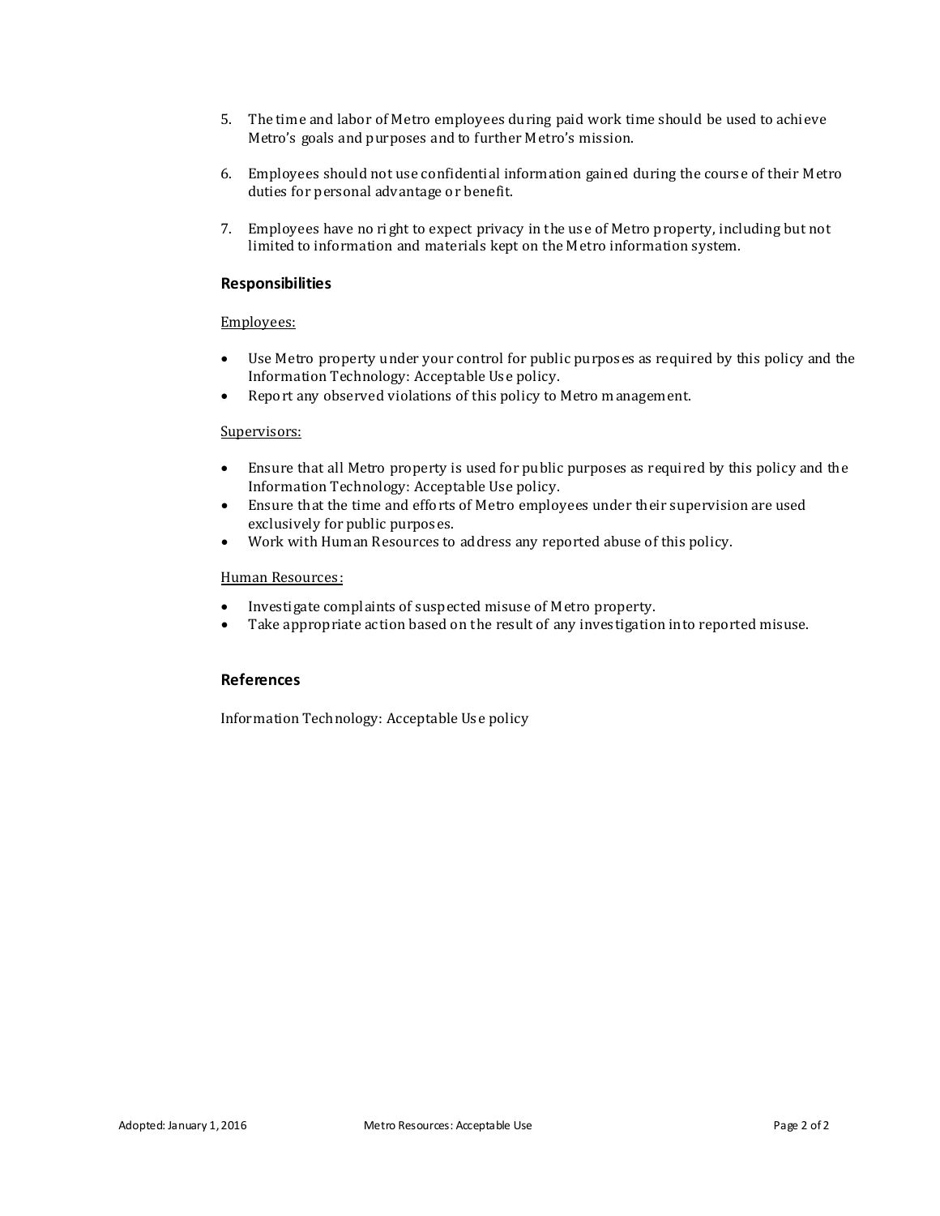5. The time and labor of Metro employees during paid work time should be used to achieve Metro's goals and purposes and to further Metro's mission.

6. Employees should not use confidential information gained during the course of their Metro duties for personal advantage or benefit.

7. Employees have no right to expect privacy in the use of Metro property, including but not limited to information and materials kept on the Metro information system.

### Responsibilities

Employees:

- Use Metro property under your control for public purposes as required by this policy and the Information Technology: Acceptable Use policy.
- Report any observed violations of this policy to Metro management.

Supervisors:

- Ensure that all Metro property is used for public purposes as required by this policy and the Information Technology: Acceptable Use policy.
- Ensure that the time and efforts of Metro employees under their supervision are used exclusively for public purposes.
- Work with Human Resources to address any reported abuse of this policy.

Human Resources:

- Investigate complaints of suspected misuse of Metro property.
- Take appropriate action based on the result of any investigation into reported misuse.

### References

Information Technology: Acceptable Use policy